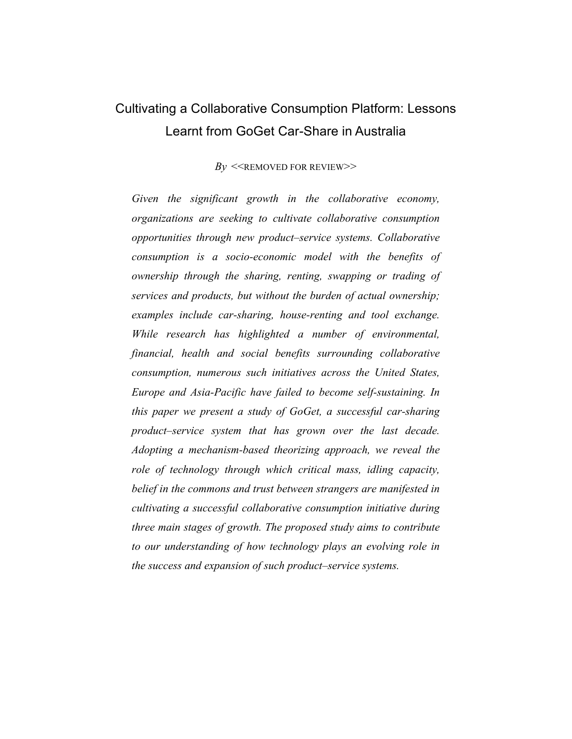# Cultivating a Collaborative Consumption Platform: Lessons Learnt from GoGet Car-Share in Australia

*By* <<REMOVED FOR REVIEW>>

*Given the significant growth in the collaborative economy, organizations are seeking to cultivate collaborative consumption opportunities through new product–service systems. Collaborative consumption is a socio-economic model with the benefits of ownership through the sharing, renting, swapping or trading of services and products, but without the burden of actual ownership; examples include car-sharing, house-renting and tool exchange. While research has highlighted a number of environmental, financial, health and social benefits surrounding collaborative consumption, numerous such initiatives across the United States, Europe and Asia-Pacific have failed to become self-sustaining. In this paper we present a study of GoGet, a successful car-sharing product–service system that has grown over the last decade. Adopting a mechanism-based theorizing approach, we reveal the role of technology through which critical mass, idling capacity, belief in the commons and trust between strangers are manifested in cultivating a successful collaborative consumption initiative during three main stages of growth. The proposed study aims to contribute to our understanding of how technology plays an evolving role in the success and expansion of such product–service systems.*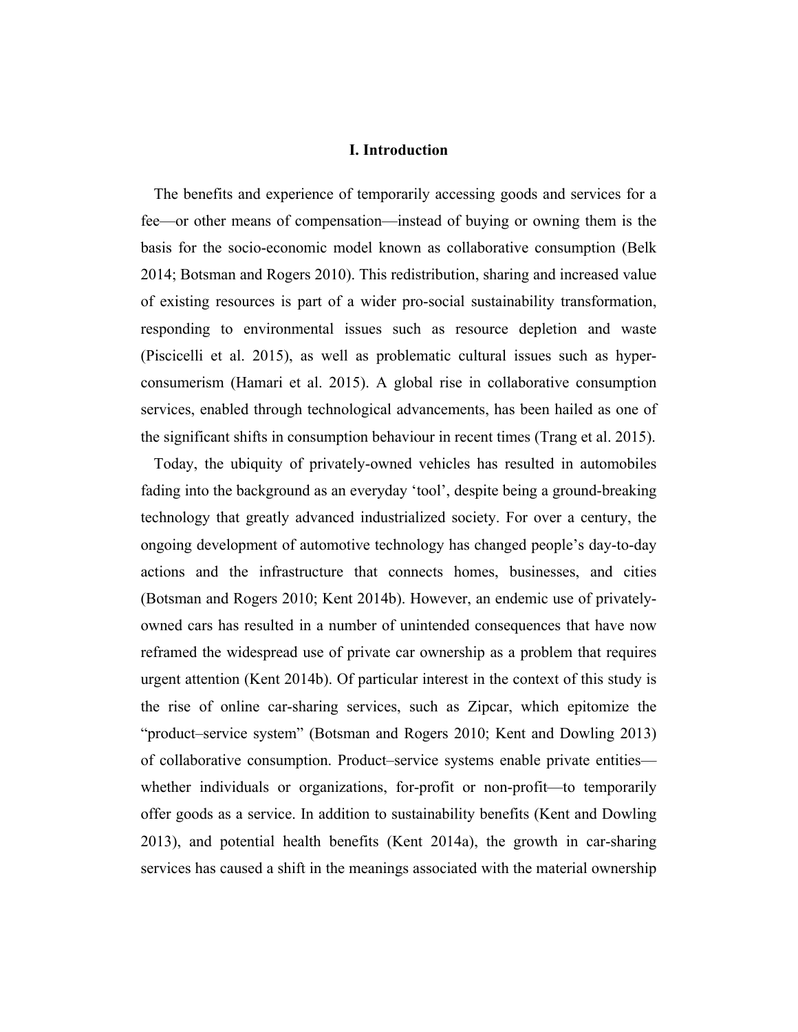# I. Introduction

The benefits and experience of temporarily accessing goods and services for a fee—or other means of compensation—instead of buying or owning them is the basis for the socio-economic model known as collaborative consumption (Belk 2014; Botsman and Rogers 2010). This redistribution, sharing and increased value of existing resources is part of a wider pro-social sustainability transformation, responding to environmental issues such as resource depletion and waste (Piscicelli et al. 2015), as well as problematic cultural issues such as hyper-consumerism (Hamari et al. 2015). A global rise in collaborative consumption services, enabled through technological advancements, has been hailed as one of the significant shifts in consumption behaviour in recent times (Trang et al. 2015).

Today, the ubiquity of privately-owned vehicles has resulted in automobiles fading into the background as an everyday 'tool', despite being a ground-breaking technology that greatly advanced industrialized society. For over a century, the ongoing development of automotive technology has changed people's day-to-day actions and the infrastructure that connects homes, businesses, and cities (Botsman and Rogers 2010; Kent 2014b). However, an endemic use of privately-owned cars has resulted in a number of unintended consequences that have now reframed the widespread use of private car ownership as a problem that requires urgent attention (Kent 2014b). Of particular interest in the context of this study is the rise of online car-sharing services, such as Zipcar, which epitomize the "product–service system" (Botsman and Rogers 2010; Kent and Dowling 2013) of collaborative consumption. Product–service systems enable private entities—whether individuals or organizations, for-profit or non-profit—to temporarily offer goods as a service. In addition to sustainability benefits (Kent and Dowling 2013), and potential health benefits (Kent 2014a), the growth in car-sharing services has caused a shift in the meanings associated with the material ownership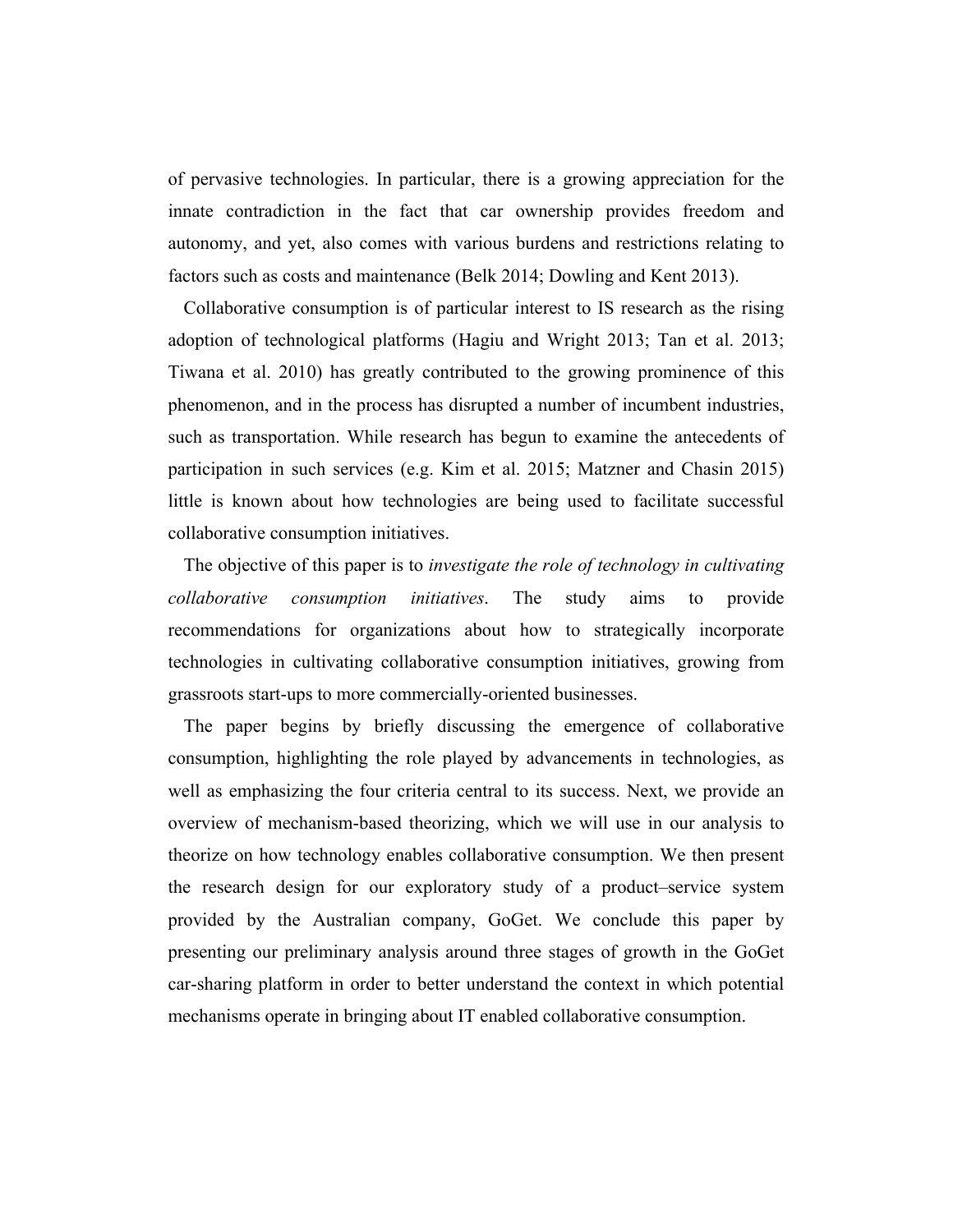of pervasive technologies. In particular, there is a growing appreciation for the innate contradiction in the fact that car ownership provides freedom and autonomy, and yet, also comes with various burdens and restrictions relating to factors such as costs and maintenance (Belk 2014; Dowling and Kent 2013).

Collaborative consumption is of particular interest to IS research as the rising adoption of technological platforms (Hagiu and Wright 2013; Tan et al. 2013; Tiwana et al. 2010) has greatly contributed to the growing prominence of this phenomenon, and in the process has disrupted a number of incumbent industries, such as transportation. While research has begun to examine the antecedents of participation in such services (e.g. Kim et al. 2015; Matzner and Chasin 2015) little is known about how technologies are being used to facilitate successful collaborative consumption initiatives.

The objective of this paper is to *investigate the role of technology in cultivating collaborative consumption initiatives*. The study aims to provide recommendations for organizations about how to strategically incorporate technologies in cultivating collaborative consumption initiatives, growing from grassroots start-ups to more commercially-oriented businesses.

The paper begins by briefly discussing the emergence of collaborative consumption, highlighting the role played by advancements in technologies, as well as emphasizing the four criteria central to its success. Next, we provide an overview of mechanism-based theorizing, which we will use in our analysis to theorize on how technology enables collaborative consumption. We then present the research design for our exploratory study of a product–service system provided by the Australian company, GoGet. We conclude this paper by presenting our preliminary analysis around three stages of growth in the GoGet car-sharing platform in order to better understand the context in which potential mechanisms operate in bringing about IT enabled collaborative consumption.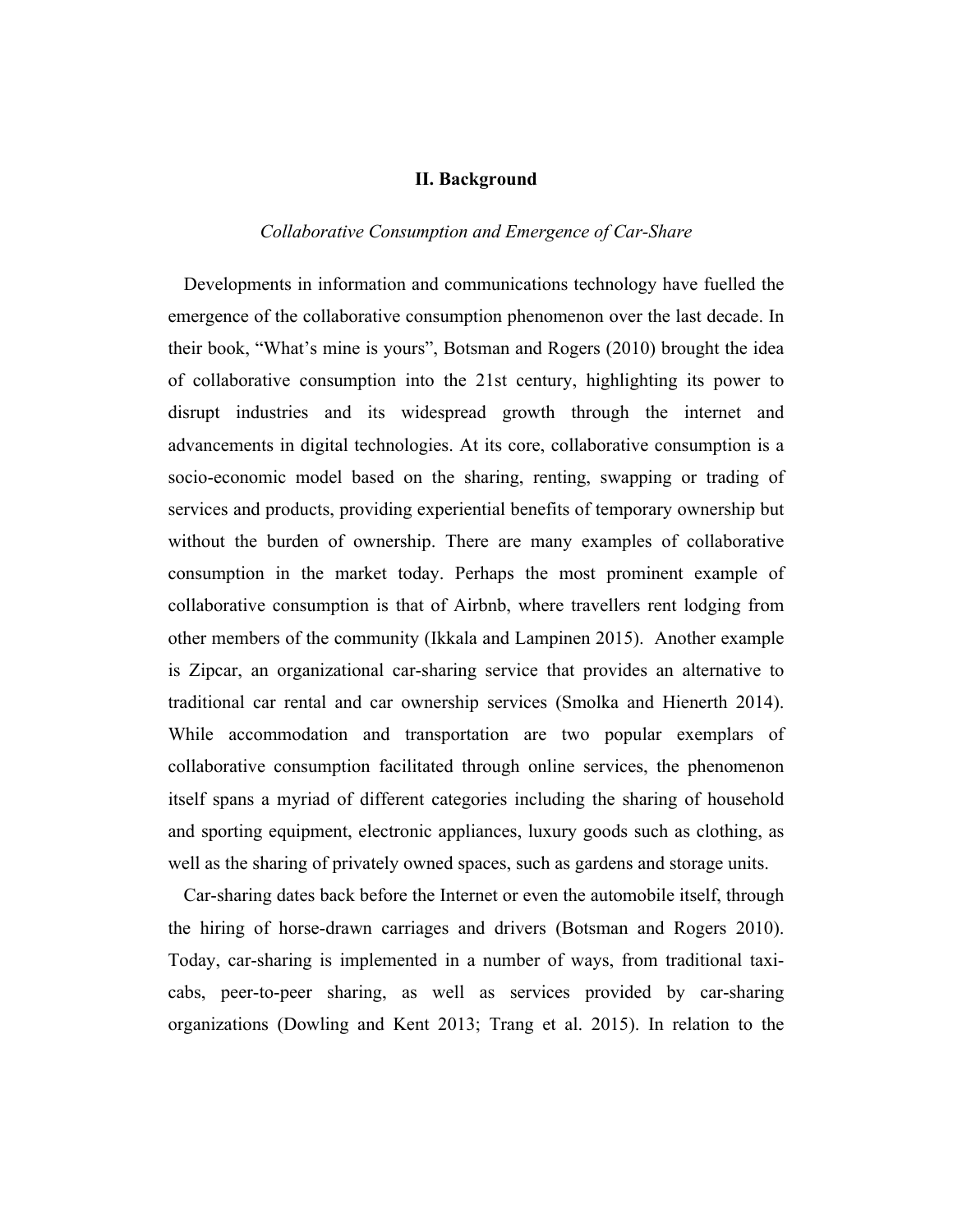## II. Background

### *Collaborative Consumption and Emergence of Car-Share*

Developments in information and communications technology have fuelled the emergence of the collaborative consumption phenomenon over the last decade. In their book, "What's mine is yours", Botsman and Rogers (2010) brought the idea of collaborative consumption into the 21st century, highlighting its power to disrupt industries and its widespread growth through the internet and advancements in digital technologies. At its core, collaborative consumption is a socio-economic model based on the sharing, renting, swapping or trading of services and products, providing experiential benefits of temporary ownership but without the burden of ownership. There are many examples of collaborative consumption in the market today. Perhaps the most prominent example of collaborative consumption is that of Airbnb, where travellers rent lodging from other members of the community (Ikkala and Lampinen 2015). Another example is Zipcar, an organizational car-sharing service that provides an alternative to traditional car rental and car ownership services (Smolka and Hienerth 2014). While accommodation and transportation are two popular exemplars of collaborative consumption facilitated through online services, the phenomenon itself spans a myriad of different categories including the sharing of household and sporting equipment, electronic appliances, luxury goods such as clothing, as well as the sharing of privately owned spaces, such as gardens and storage units.

Car-sharing dates back before the Internet or even the automobile itself, through the hiring of horse-drawn carriages and drivers (Botsman and Rogers 2010). Today, car-sharing is implemented in a number of ways, from traditional taxi-cabs, peer-to-peer sharing, as well as services provided by car-sharing organizations (Dowling and Kent 2013; Trang et al. 2015). In relation to the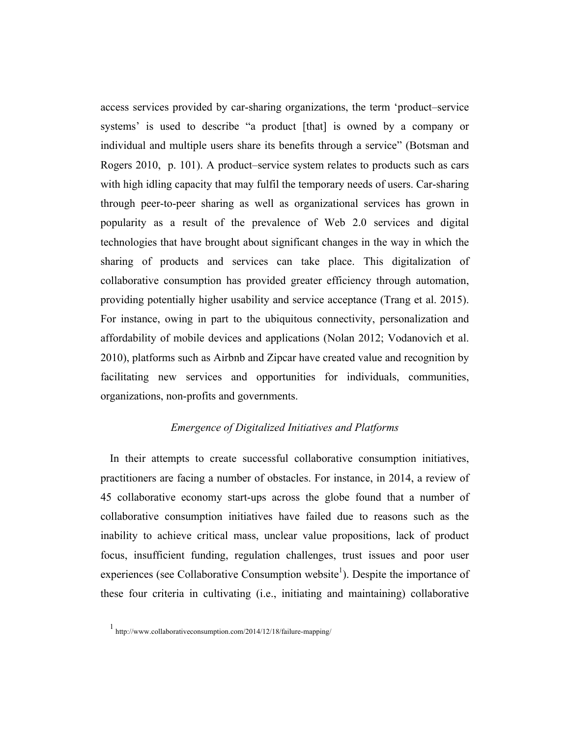access services provided by car-sharing organizations, the term 'product–service systems' is used to describe "a product [that] is owned by a company or individual and multiple users share its benefits through a service" (Botsman and Rogers 2010, p. 101). A product–service system relates to products such as cars with high idling capacity that may fulfil the temporary needs of users. Car-sharing through peer-to-peer sharing as well as organizational services has grown in popularity as a result of the prevalence of Web 2.0 services and digital technologies that have brought about significant changes in the way in which the sharing of products and services can take place. This digitalization of collaborative consumption has provided greater efficiency through automation, providing potentially higher usability and service acceptance (Trang et al. 2015). For instance, owing in part to the ubiquitous connectivity, personalization and affordability of mobile devices and applications (Nolan 2012; Vodanovich et al. 2010), platforms such as Airbnb and Zipcar have created value and recognition by facilitating new services and opportunities for individuals, communities, organizations, non-profits and governments.

### *Emergence of Digitalized Initiatives and Platforms*

In their attempts to create successful collaborative consumption initiatives, practitioners are facing a number of obstacles. For instance, in 2014, a review of 45 collaborative economy start-ups across the globe found that a number of collaborative consumption initiatives have failed due to reasons such as the inability to achieve critical mass, unclear value propositions, lack of product focus, insufficient funding, regulation challenges, trust issues and poor user experiences (see Collaborative Consumption website[1]). Despite the importance of these four criteria in cultivating (i.e., initiating and maintaining) collaborative

[1] http://www.collaborativeconsumption.com/2014/12/18/failure-mapping/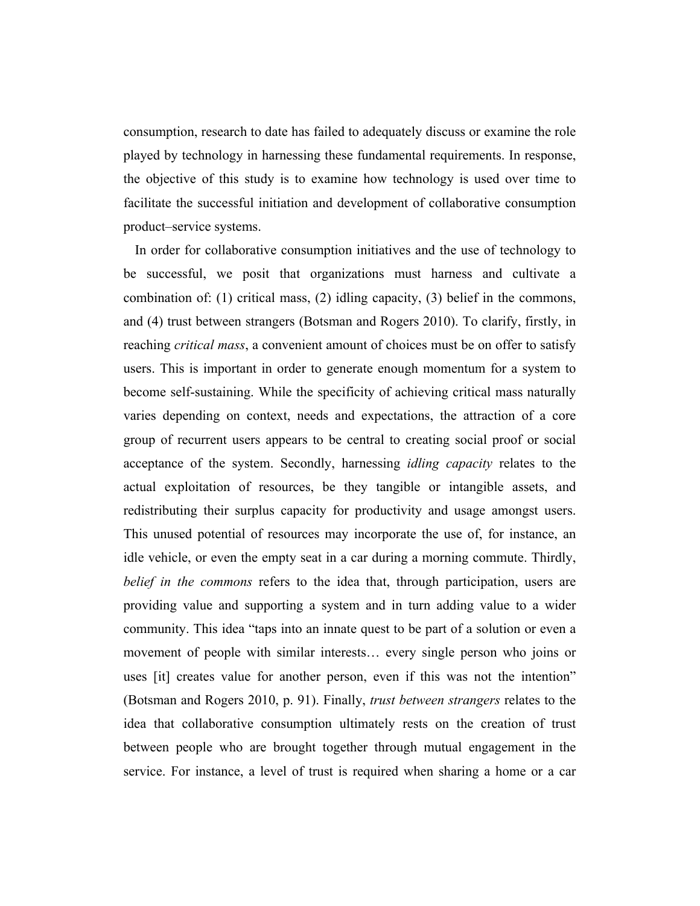consumption, research to date has failed to adequately discuss or examine the role played by technology in harnessing these fundamental requirements. In response, the objective of this study is to examine how technology is used over time to facilitate the successful initiation and development of collaborative consumption product–service systems.

In order for collaborative consumption initiatives and the use of technology to be successful, we posit that organizations must harness and cultivate a combination of: (1) critical mass, (2) idling capacity, (3) belief in the commons, and (4) trust between strangers (Botsman and Rogers 2010). To clarify, firstly, in reaching *critical mass*, a convenient amount of choices must be on offer to satisfy users. This is important in order to generate enough momentum for a system to become self-sustaining. While the specificity of achieving critical mass naturally varies depending on context, needs and expectations, the attraction of a core group of recurrent users appears to be central to creating social proof or social acceptance of the system. Secondly, harnessing *idling capacity* relates to the actual exploitation of resources, be they tangible or intangible assets, and redistributing their surplus capacity for productivity and usage amongst users. This unused potential of resources may incorporate the use of, for instance, an idle vehicle, or even the empty seat in a car during a morning commute. Thirdly, *belief in the commons* refers to the idea that, through participation, users are providing value and supporting a system and in turn adding value to a wider community. This idea "taps into an innate quest to be part of a solution or even a movement of people with similar interests… every single person who joins or uses [it] creates value for another person, even if this was not the intention" (Botsman and Rogers 2010, p. 91). Finally, *trust between strangers* relates to the idea that collaborative consumption ultimately rests on the creation of trust between people who are brought together through mutual engagement in the service. For instance, a level of trust is required when sharing a home or a car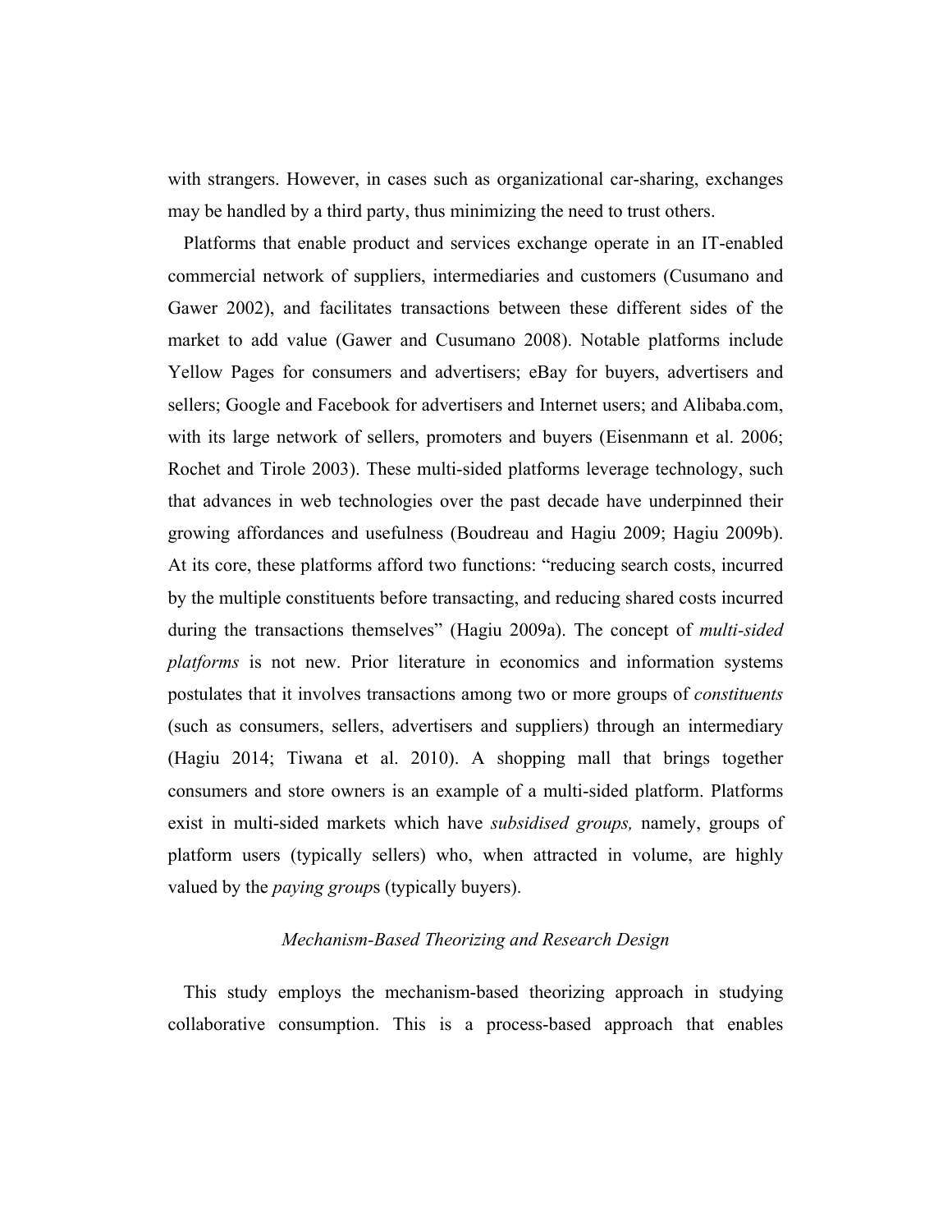with strangers. However, in cases such as organizational car-sharing, exchanges may be handled by a third party, thus minimizing the need to trust others.

Platforms that enable product and services exchange operate in an IT-enabled commercial network of suppliers, intermediaries and customers (Cusumano and Gawer 2002), and facilitates transactions between these different sides of the market to add value (Gawer and Cusumano 2008). Notable platforms include Yellow Pages for consumers and advertisers; eBay for buyers, advertisers and sellers; Google and Facebook for advertisers and Internet users; and Alibaba.com, with its large network of sellers, promoters and buyers (Eisenmann et al. 2006; Rochet and Tirole 2003). These multi-sided platforms leverage technology, such that advances in web technologies over the past decade have underpinned their growing affordances and usefulness (Boudreau and Hagiu 2009; Hagiu 2009b). At its core, these platforms afford two functions: "reducing search costs, incurred by the multiple constituents before transacting, and reducing shared costs incurred during the transactions themselves" (Hagiu 2009a). The concept of *multi-sided platforms* is not new. Prior literature in economics and information systems postulates that it involves transactions among two or more groups of *constituents* (such as consumers, sellers, advertisers and suppliers) through an intermediary (Hagiu 2014; Tiwana et al. 2010). A shopping mall that brings together consumers and store owners is an example of a multi-sided platform. Platforms exist in multi-sided markets which have *subsidised groups,* namely, groups of platform users (typically sellers) who, when attracted in volume, are highly valued by the *paying group*s (typically buyers).

### *Mechanism-Based Theorizing and Research Design*

This study employs the mechanism-based theorizing approach in studying collaborative consumption. This is a process-based approach that enables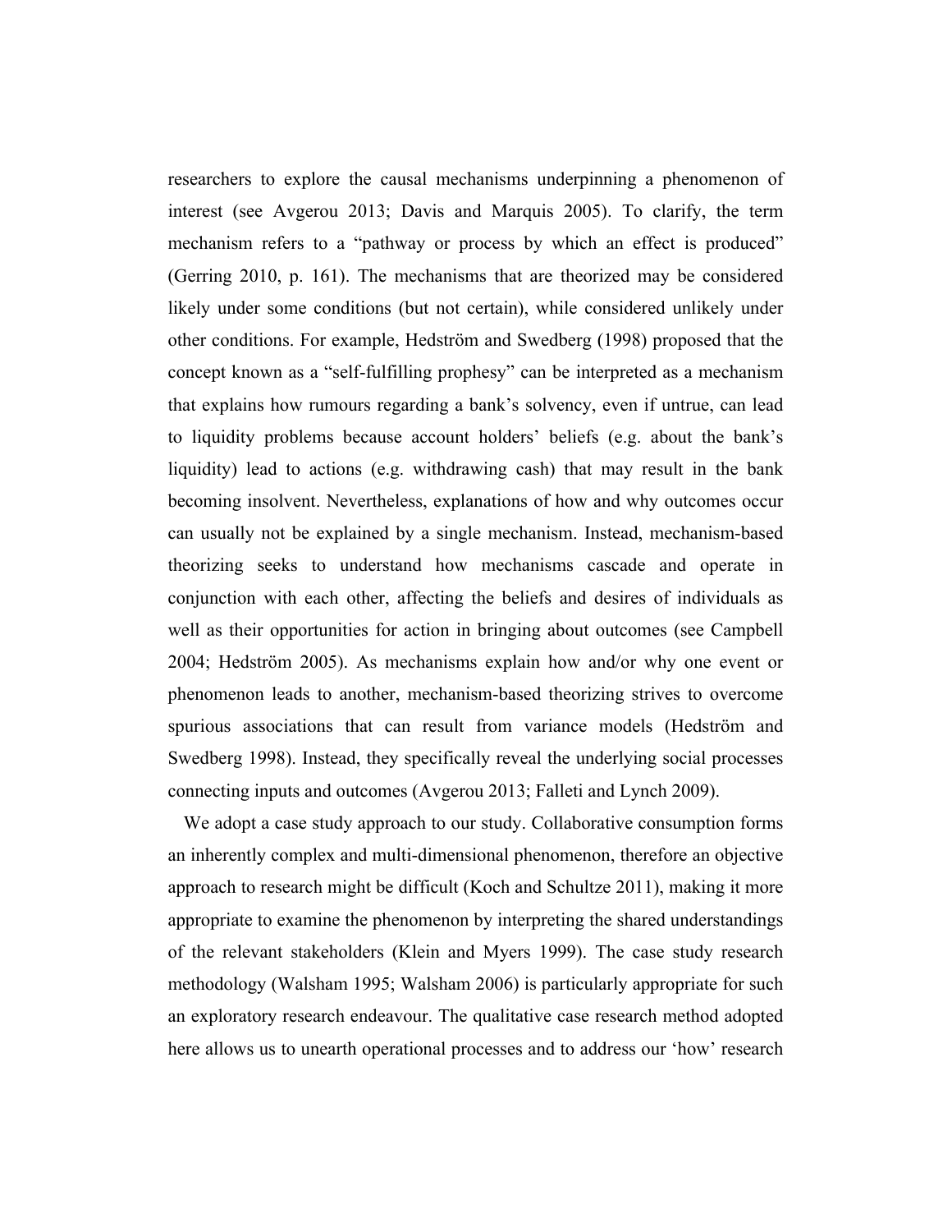researchers to explore the causal mechanisms underpinning a phenomenon of interest (see Avgerou 2013; Davis and Marquis 2005). To clarify, the term mechanism refers to a "pathway or process by which an effect is produced" (Gerring 2010, p. 161). The mechanisms that are theorized may be considered likely under some conditions (but not certain), while considered unlikely under other conditions. For example, Hedström and Swedberg (1998) proposed that the concept known as a "self-fulfilling prophesy" can be interpreted as a mechanism that explains how rumours regarding a bank's solvency, even if untrue, can lead to liquidity problems because account holders' beliefs (e.g. about the bank's liquidity) lead to actions (e.g. withdrawing cash) that may result in the bank becoming insolvent. Nevertheless, explanations of how and why outcomes occur can usually not be explained by a single mechanism. Instead, mechanism-based theorizing seeks to understand how mechanisms cascade and operate in conjunction with each other, affecting the beliefs and desires of individuals as well as their opportunities for action in bringing about outcomes (see Campbell 2004; Hedström 2005). As mechanisms explain how and/or why one event or phenomenon leads to another, mechanism-based theorizing strives to overcome spurious associations that can result from variance models (Hedström and Swedberg 1998). Instead, they specifically reveal the underlying social processes connecting inputs and outcomes (Avgerou 2013; Falleti and Lynch 2009).

We adopt a case study approach to our study. Collaborative consumption forms an inherently complex and multi-dimensional phenomenon, therefore an objective approach to research might be difficult (Koch and Schultze 2011), making it more appropriate to examine the phenomenon by interpreting the shared understandings of the relevant stakeholders (Klein and Myers 1999). The case study research methodology (Walsham 1995; Walsham 2006) is particularly appropriate for such an exploratory research endeavour. The qualitative case research method adopted here allows us to unearth operational processes and to address our 'how' research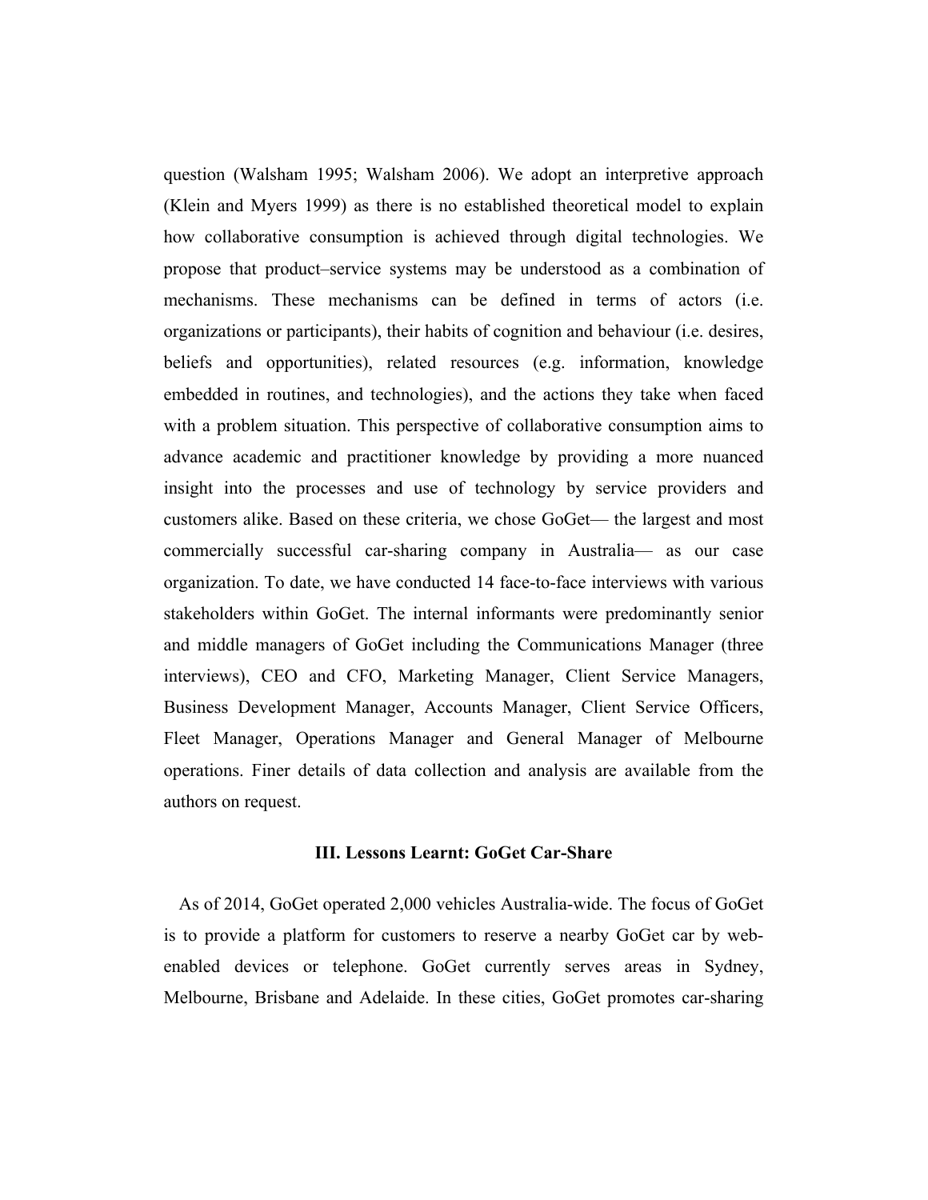question (Walsham 1995; Walsham 2006). We adopt an interpretive approach (Klein and Myers 1999) as there is no established theoretical model to explain how collaborative consumption is achieved through digital technologies. We propose that product–service systems may be understood as a combination of mechanisms. These mechanisms can be defined in terms of actors (i.e. organizations or participants), their habits of cognition and behaviour (i.e. desires, beliefs and opportunities), related resources (e.g. information, knowledge embedded in routines, and technologies), and the actions they take when faced with a problem situation. This perspective of collaborative consumption aims to advance academic and practitioner knowledge by providing a more nuanced insight into the processes and use of technology by service providers and customers alike. Based on these criteria, we chose GoGet— the largest and most commercially successful car-sharing company in Australia— as our case organization. To date, we have conducted 14 face-to-face interviews with various stakeholders within GoGet. The internal informants were predominantly senior and middle managers of GoGet including the Communications Manager (three interviews), CEO and CFO, Marketing Manager, Client Service Managers, Business Development Manager, Accounts Manager, Client Service Officers, Fleet Manager, Operations Manager and General Manager of Melbourne operations. Finer details of data collection and analysis are available from the authors on request.

## III. Lessons Learnt: GoGet Car-Share

As of 2014, GoGet operated 2,000 vehicles Australia-wide. The focus of GoGet is to provide a platform for customers to reserve a nearby GoGet car by web-enabled devices or telephone. GoGet currently serves areas in Sydney, Melbourne, Brisbane and Adelaide. In these cities, GoGet promotes car-sharing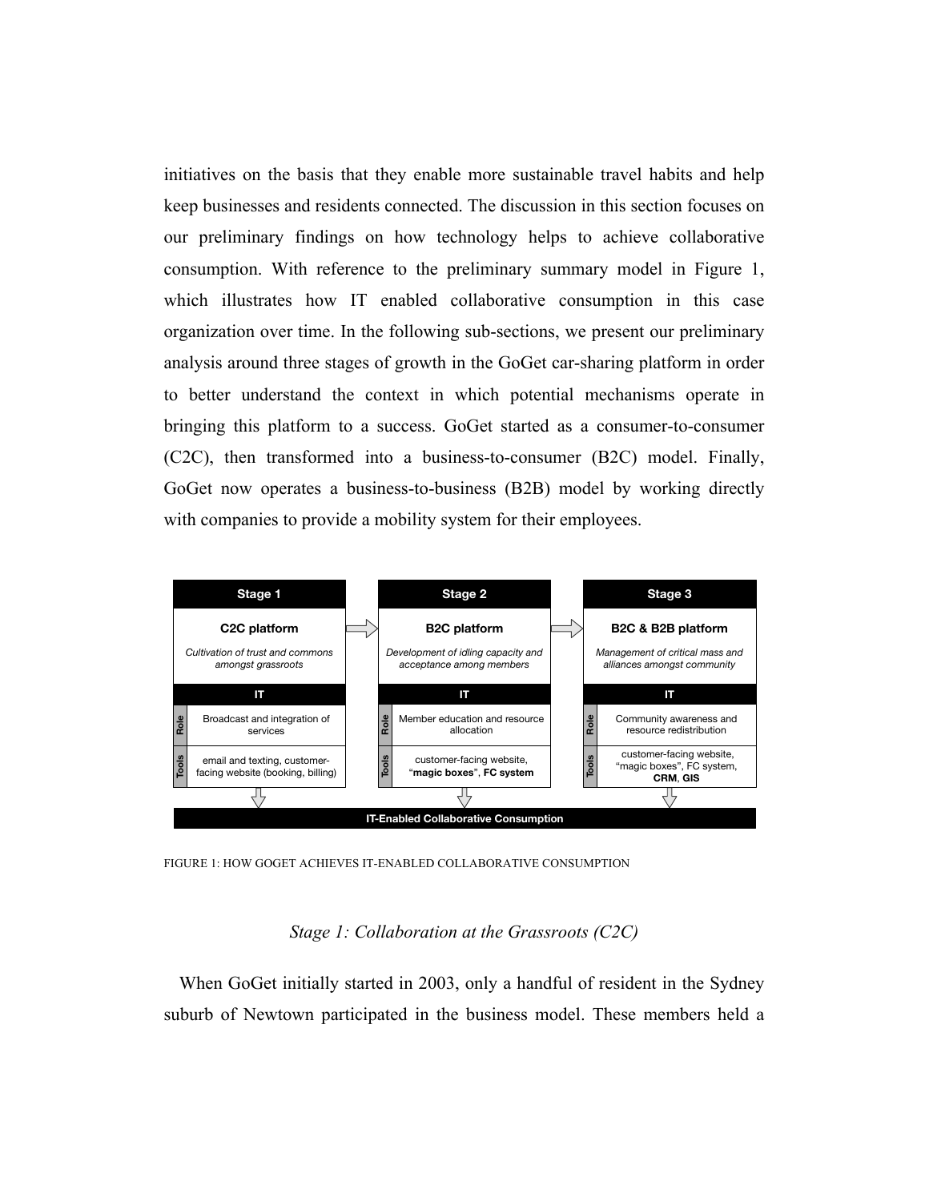initiatives on the basis that they enable more sustainable travel habits and help keep businesses and residents connected. The discussion in this section focuses on our preliminary findings on how technology helps to achieve collaborative consumption. With reference to the preliminary summary model in Figure 1, which illustrates how IT enabled collaborative consumption in this case organization over time. In the following sub-sections, we present our preliminary analysis around three stages of growth in the GoGet car-sharing platform in order to better understand the context in which potential mechanisms operate in bringing this platform to a success. GoGet started as a consumer-to-consumer (C2C), then transformed into a business-to-consumer (B2C) model. Finally, GoGet now operates a business-to-business (B2B) model by working directly with companies to provide a mobility system for their employees.

| | Stage 1 | Stage 2 | Stage 3 |
|---|---|---|---|
| | **C2C platform**<br>*Cultivation of trust and commons amongst grassroots* | **B2C platform**<br>*Development of idling capacity and acceptance among members* | **B2C & B2B platform**<br>*Management of critical mass and alliances amongst community* |
| **IT Role** | Broadcast and integration of services | Member education and resource allocation | Community awareness and resource redistribution |
| **IT Tools** | email and texting, customer-facing website (booking, billing) | customer-facing website, "**magic boxes**", **FC system** | customer-facing website, "magic boxes", FC system, **CRM**, **GIS** |

**IT-Enabled Collaborative Consumption**

FIGURE 1: HOW GOGET ACHIEVES IT-ENABLED COLLABORATIVE CONSUMPTION

### *Stage 1: Collaboration at the Grassroots (C2C)*

When GoGet initially started in 2003, only a handful of resident in the Sydney suburb of Newtown participated in the business model. These members held a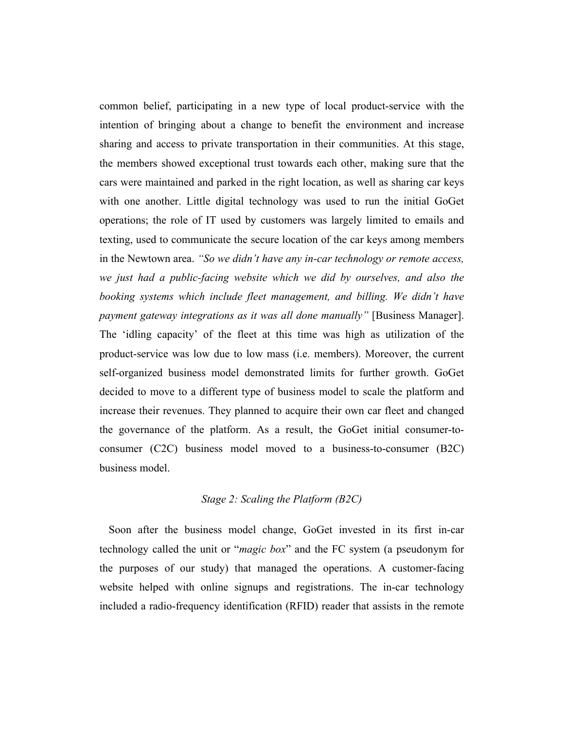common belief, participating in a new type of local product-service with the intention of bringing about a change to benefit the environment and increase sharing and access to private transportation in their communities. At this stage, the members showed exceptional trust towards each other, making sure that the cars were maintained and parked in the right location, as well as sharing car keys with one another. Little digital technology was used to run the initial GoGet operations; the role of IT used by customers was largely limited to emails and texting, used to communicate the secure location of the car keys among members in the Newtown area. *"So we didn't have any in-car technology or remote access, we just had a public-facing website which we did by ourselves, and also the booking systems which include fleet management, and billing. We didn't have payment gateway integrations as it was all done manually"* [Business Manager]. The 'idling capacity' of the fleet at this time was high as utilization of the product-service was low due to low mass (i.e. members). Moreover, the current self-organized business model demonstrated limits for further growth. GoGet decided to move to a different type of business model to scale the platform and increase their revenues. They planned to acquire their own car fleet and changed the governance of the platform. As a result, the GoGet initial consumer-to-consumer (C2C) business model moved to a business-to-consumer (B2C) business model.

### *Stage 2: Scaling the Platform (B2C)*

Soon after the business model change, GoGet invested in its first in-car technology called the unit or "*magic box*" and the FC system (a pseudonym for the purposes of our study) that managed the operations. A customer-facing website helped with online signups and registrations. The in-car technology included a radio-frequency identification (RFID) reader that assists in the remote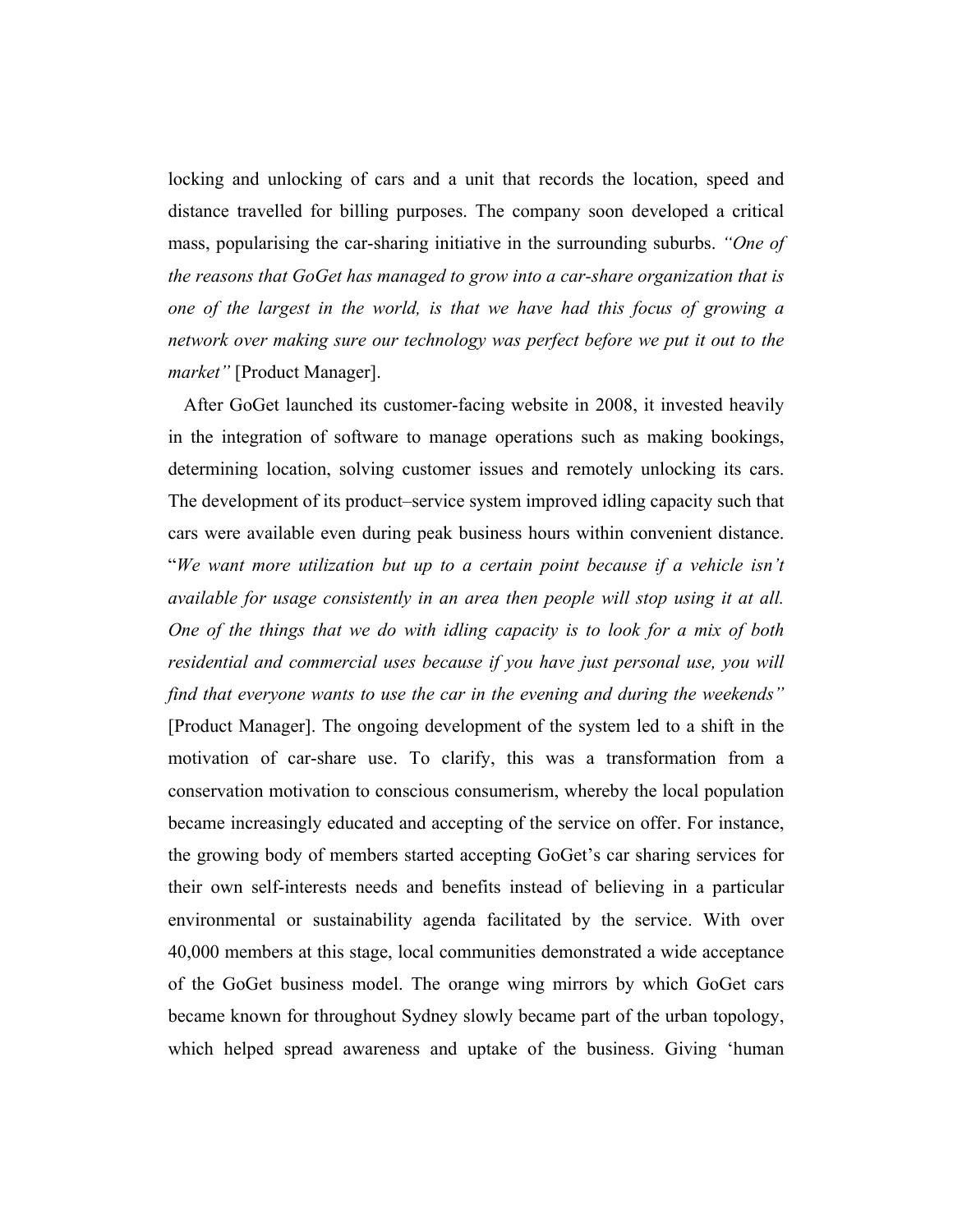locking and unlocking of cars and a unit that records the location, speed and distance travelled for billing purposes. The company soon developed a critical mass, popularising the car-sharing initiative in the surrounding suburbs. *"One of the reasons that GoGet has managed to grow into a car-share organization that is one of the largest in the world, is that we have had this focus of growing a network over making sure our technology was perfect before we put it out to the market"* [Product Manager].

After GoGet launched its customer-facing website in 2008, it invested heavily in the integration of software to manage operations such as making bookings, determining location, solving customer issues and remotely unlocking its cars. The development of its product–service system improved idling capacity such that cars were available even during peak business hours within convenient distance. "*We want more utilization but up to a certain point because if a vehicle isn't available for usage consistently in an area then people will stop using it at all. One of the things that we do with idling capacity is to look for a mix of both residential and commercial uses because if you have just personal use, you will find that everyone wants to use the car in the evening and during the weekends"* [Product Manager]. The ongoing development of the system led to a shift in the motivation of car-share use. To clarify, this was a transformation from a conservation motivation to conscious consumerism, whereby the local population became increasingly educated and accepting of the service on offer. For instance, the growing body of members started accepting GoGet's car sharing services for their own self-interests needs and benefits instead of believing in a particular environmental or sustainability agenda facilitated by the service. With over 40,000 members at this stage, local communities demonstrated a wide acceptance of the GoGet business model. The orange wing mirrors by which GoGet cars became known for throughout Sydney slowly became part of the urban topology, which helped spread awareness and uptake of the business. Giving 'human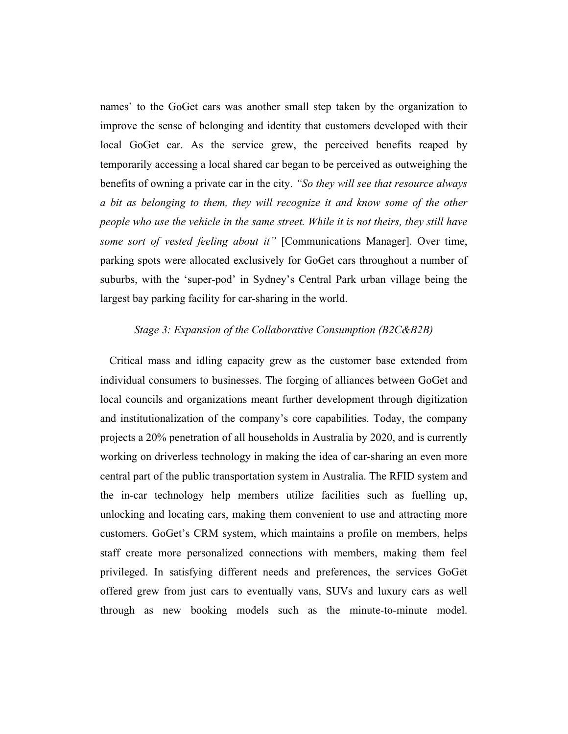names' to the GoGet cars was another small step taken by the organization to improve the sense of belonging and identity that customers developed with their local GoGet car. As the service grew, the perceived benefits reaped by temporarily accessing a local shared car began to be perceived as outweighing the benefits of owning a private car in the city. *"So they will see that resource always a bit as belonging to them, they will recognize it and know some of the other people who use the vehicle in the same street. While it is not theirs, they still have some sort of vested feeling about it"* [Communications Manager]. Over time, parking spots were allocated exclusively for GoGet cars throughout a number of suburbs, with the 'super-pod' in Sydney's Central Park urban village being the largest bay parking facility for car-sharing in the world.

### *Stage 3: Expansion of the Collaborative Consumption (B2C&B2B)*

Critical mass and idling capacity grew as the customer base extended from individual consumers to businesses. The forging of alliances between GoGet and local councils and organizations meant further development through digitization and institutionalization of the company's core capabilities. Today, the company projects a 20% penetration of all households in Australia by 2020, and is currently working on driverless technology in making the idea of car-sharing an even more central part of the public transportation system in Australia. The RFID system and the in-car technology help members utilize facilities such as fuelling up, unlocking and locating cars, making them convenient to use and attracting more customers. GoGet's CRM system, which maintains a profile on members, helps staff create more personalized connections with members, making them feel privileged. In satisfying different needs and preferences, the services GoGet offered grew from just cars to eventually vans, SUVs and luxury cars as well through as new booking models such as the minute-to-minute model.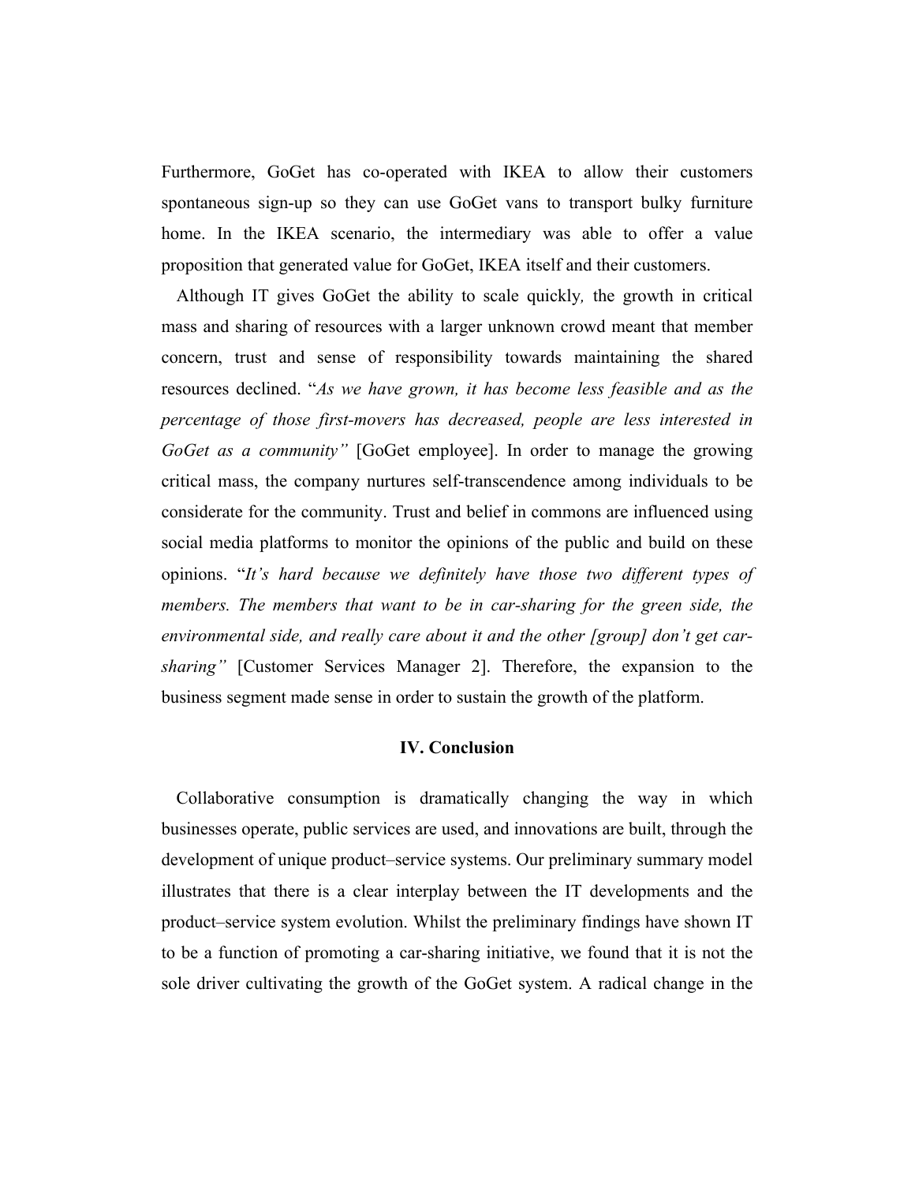Furthermore, GoGet has co-operated with IKEA to allow their customers spontaneous sign-up so they can use GoGet vans to transport bulky furniture home. In the IKEA scenario, the intermediary was able to offer a value proposition that generated value for GoGet, IKEA itself and their customers.

Although IT gives GoGet the ability to scale quickly*,* the growth in critical mass and sharing of resources with a larger unknown crowd meant that member concern, trust and sense of responsibility towards maintaining the shared resources declined. "*As we have grown, it has become less feasible and as the percentage of those first-movers has decreased, people are less interested in GoGet as a community"* [GoGet employee]. In order to manage the growing critical mass, the company nurtures self-transcendence among individuals to be considerate for the community. Trust and belief in commons are influenced using social media platforms to monitor the opinions of the public and build on these opinions. "*It's hard because we definitely have those two different types of members. The members that want to be in car-sharing for the green side, the environmental side, and really care about it and the other [group] don't get car-sharing"* [Customer Services Manager 2]. Therefore, the expansion to the business segment made sense in order to sustain the growth of the platform.

## IV. Conclusion

Collaborative consumption is dramatically changing the way in which businesses operate, public services are used, and innovations are built, through the development of unique product–service systems. Our preliminary summary model illustrates that there is a clear interplay between the IT developments and the product–service system evolution. Whilst the preliminary findings have shown IT to be a function of promoting a car-sharing initiative, we found that it is not the sole driver cultivating the growth of the GoGet system. A radical change in the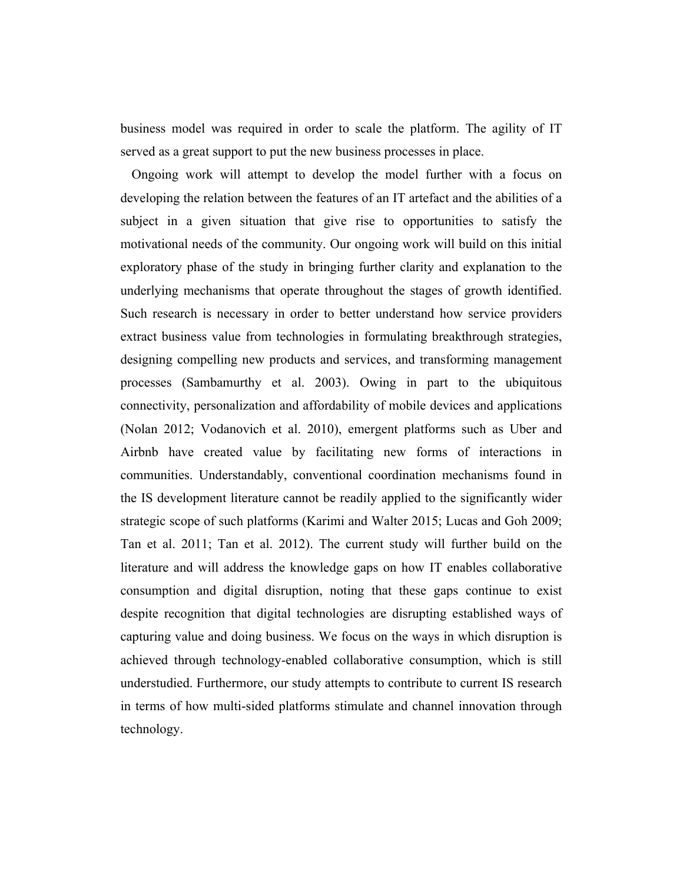business model was required in order to scale the platform. The agility of IT served as a great support to put the new business processes in place.

Ongoing work will attempt to develop the model further with a focus on developing the relation between the features of an IT artefact and the abilities of a subject in a given situation that give rise to opportunities to satisfy the motivational needs of the community. Our ongoing work will build on this initial exploratory phase of the study in bringing further clarity and explanation to the underlying mechanisms that operate throughout the stages of growth identified. Such research is necessary in order to better understand how service providers extract business value from technologies in formulating breakthrough strategies, designing compelling new products and services, and transforming management processes (Sambamurthy et al. 2003). Owing in part to the ubiquitous connectivity, personalization and affordability of mobile devices and applications (Nolan 2012; Vodanovich et al. 2010), emergent platforms such as Uber and Airbnb have created value by facilitating new forms of interactions in communities. Understandably, conventional coordination mechanisms found in the IS development literature cannot be readily applied to the significantly wider strategic scope of such platforms (Karimi and Walter 2015; Lucas and Goh 2009; Tan et al. 2011; Tan et al. 2012). The current study will further build on the literature and will address the knowledge gaps on how IT enables collaborative consumption and digital disruption, noting that these gaps continue to exist despite recognition that digital technologies are disrupting established ways of capturing value and doing business. We focus on the ways in which disruption is achieved through technology-enabled collaborative consumption, which is still understudied. Furthermore, our study attempts to contribute to current IS research in terms of how multi-sided platforms stimulate and channel innovation through technology.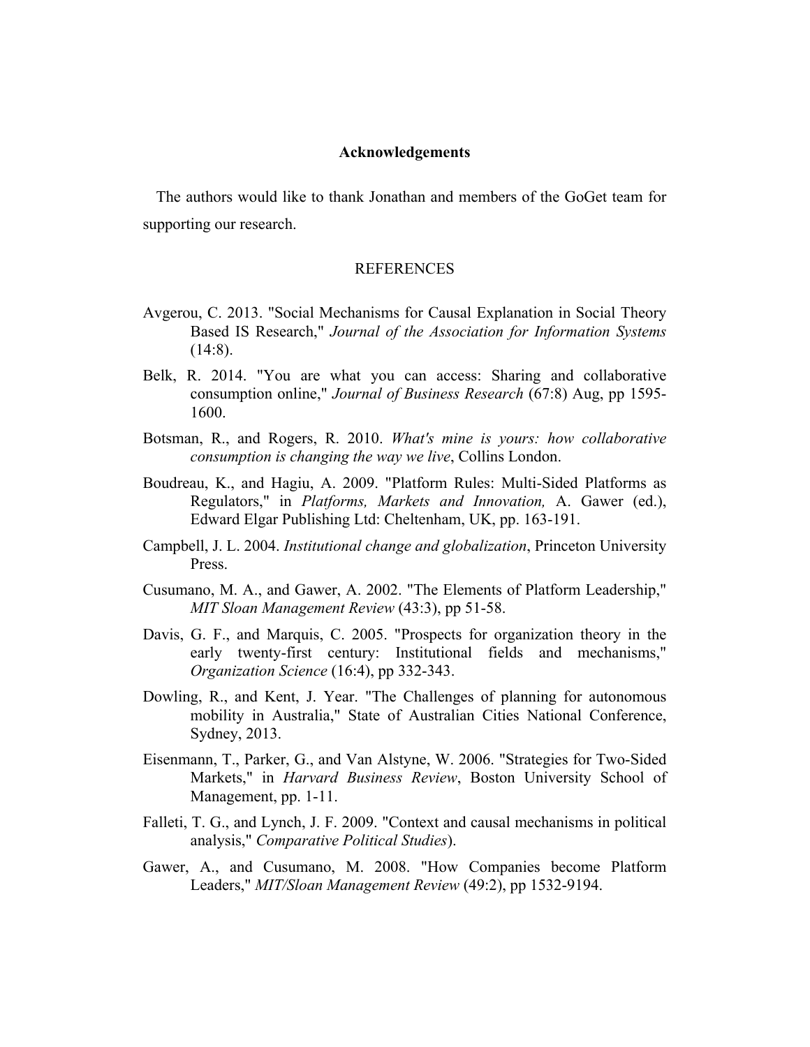## Acknowledgements

The authors would like to thank Jonathan and members of the GoGet team for supporting our research.

## REFERENCES

Avgerou, C. 2013. "Social Mechanisms for Causal Explanation in Social Theory Based IS Research," *Journal of the Association for Information Systems* (14:8).

Belk, R. 2014. "You are what you can access: Sharing and collaborative consumption online," *Journal of Business Research* (67:8) Aug, pp 1595-1600.

Botsman, R., and Rogers, R. 2010. *What's mine is yours: how collaborative consumption is changing the way we live*, Collins London.

Boudreau, K., and Hagiu, A. 2009. "Platform Rules: Multi-Sided Platforms as Regulators," in *Platforms, Markets and Innovation,* A. Gawer (ed.), Edward Elgar Publishing Ltd: Cheltenham, UK, pp. 163-191.

Campbell, J. L. 2004. *Institutional change and globalization*, Princeton University Press.

Cusumano, M. A., and Gawer, A. 2002. "The Elements of Platform Leadership," *MIT Sloan Management Review* (43:3), pp 51-58.

Davis, G. F., and Marquis, C. 2005. "Prospects for organization theory in the early twenty-first century: Institutional fields and mechanisms," *Organization Science* (16:4), pp 332-343.

Dowling, R., and Kent, J. Year. "The Challenges of planning for autonomous mobility in Australia," State of Australian Cities National Conference, Sydney, 2013.

Eisenmann, T., Parker, G., and Van Alstyne, W. 2006. "Strategies for Two-Sided Markets," in *Harvard Business Review*, Boston University School of Management, pp. 1-11.

Falleti, T. G., and Lynch, J. F. 2009. "Context and causal mechanisms in political analysis," *Comparative Political Studies*).

Gawer, A., and Cusumano, M. 2008. "How Companies become Platform Leaders," *MIT/Sloan Management Review* (49:2), pp 1532-9194.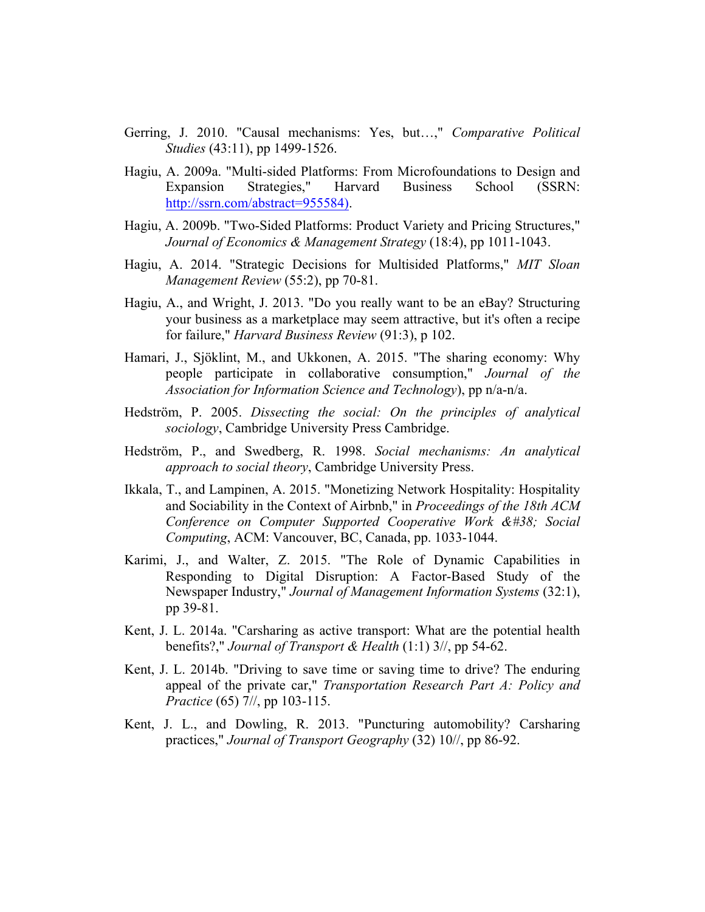Gerring, J. 2010. "Causal mechanisms: Yes, but…," *Comparative Political Studies* (43:11), pp 1499-1526.

Hagiu, A. 2009a. "Multi-sided Platforms: From Microfoundations to Design and Expansion Strategies," Harvard Business School (SSRN: http://ssrn.com/abstract=955584).

Hagiu, A. 2009b. "Two-Sided Platforms: Product Variety and Pricing Structures," *Journal of Economics & Management Strategy* (18:4), pp 1011-1043.

Hagiu, A. 2014. "Strategic Decisions for Multisided Platforms," *MIT Sloan Management Review* (55:2), pp 70-81.

Hagiu, A., and Wright, J. 2013. "Do you really want to be an eBay? Structuring your business as a marketplace may seem attractive, but it's often a recipe for failure," *Harvard Business Review* (91:3), p 102.

Hamari, J., Sjöklint, M., and Ukkonen, A. 2015. "The sharing economy: Why people participate in collaborative consumption," *Journal of the Association for Information Science and Technology*), pp n/a-n/a.

Hedström, P. 2005. *Dissecting the social: On the principles of analytical sociology*, Cambridge University Press Cambridge.

Hedström, P., and Swedberg, R. 1998. *Social mechanisms: An analytical approach to social theory*, Cambridge University Press.

Ikkala, T., and Lampinen, A. 2015. "Monetizing Network Hospitality: Hospitality and Sociability in the Context of Airbnb," in *Proceedings of the 18th ACM Conference on Computer Supported Cooperative Work &#38; Social Computing*, ACM: Vancouver, BC, Canada, pp. 1033-1044.

Karimi, J., and Walter, Z. 2015. "The Role of Dynamic Capabilities in Responding to Digital Disruption: A Factor-Based Study of the Newspaper Industry," *Journal of Management Information Systems* (32:1), pp 39-81.

Kent, J. L. 2014a. "Carsharing as active transport: What are the potential health benefits?," *Journal of Transport & Health* (1:1) 3//, pp 54-62.

Kent, J. L. 2014b. "Driving to save time or saving time to drive? The enduring appeal of the private car," *Transportation Research Part A: Policy and Practice* (65) 7//, pp 103-115.

Kent, J. L., and Dowling, R. 2013. "Puncturing automobility? Carsharing practices," *Journal of Transport Geography* (32) 10//, pp 86-92.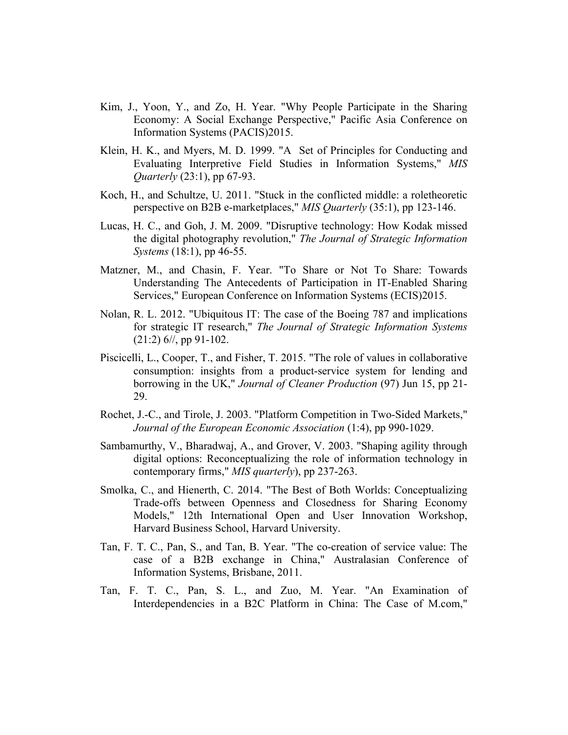Kim, J., Yoon, Y., and Zo, H. Year. "Why People Participate in the Sharing Economy: A Social Exchange Perspective," Pacific Asia Conference on Information Systems (PACIS)2015.

Klein, H. K., and Myers, M. D. 1999. "A  Set of Principles for Conducting and Evaluating Interpretive Field Studies in Information Systems," *MIS Quarterly* (23:1), pp 67-93.

Koch, H., and Schultze, U. 2011. "Stuck in the conflicted middle: a roletheoretic perspective on B2B e-marketplaces," *MIS Quarterly* (35:1), pp 123-146.

Lucas, H. C., and Goh, J. M. 2009. "Disruptive technology: How Kodak missed the digital photography revolution," *The Journal of Strategic Information Systems* (18:1), pp 46-55.

Matzner, M., and Chasin, F. Year. "To Share or Not To Share: Towards Understanding The Antecedents of Participation in IT-Enabled Sharing Services," European Conference on Information Systems (ECIS)2015.

Nolan, R. L. 2012. "Ubiquitous IT: The case of the Boeing 787 and implications for strategic IT research," *The Journal of Strategic Information Systems* (21:2) 6//, pp 91-102.

Piscicelli, L., Cooper, T., and Fisher, T. 2015. "The role of values in collaborative consumption: insights from a product-service system for lending and borrowing in the UK," *Journal of Cleaner Production* (97) Jun 15, pp 21-29.

Rochet, J.-C., and Tirole, J. 2003. "Platform Competition in Two-Sided Markets," *Journal of the European Economic Association* (1:4), pp 990-1029.

Sambamurthy, V., Bharadwaj, A., and Grover, V. 2003. "Shaping agility through digital options: Reconceptualizing the role of information technology in contemporary firms," *MIS quarterly*), pp 237-263.

Smolka, C., and Hienerth, C. 2014. "The Best of Both Worlds: Conceptualizing Trade-offs between Openness and Closedness for Sharing Economy Models," 12th International Open and User Innovation Workshop, Harvard Business School, Harvard University.

Tan, F. T. C., Pan, S., and Tan, B. Year. "The co-creation of service value: The case of a B2B exchange in China," Australasian Conference of Information Systems, Brisbane, 2011.

Tan, F. T. C., Pan, S. L., and Zuo, M. Year. "An Examination of Interdependencies in a B2C Platform in China: The Case of M.com,"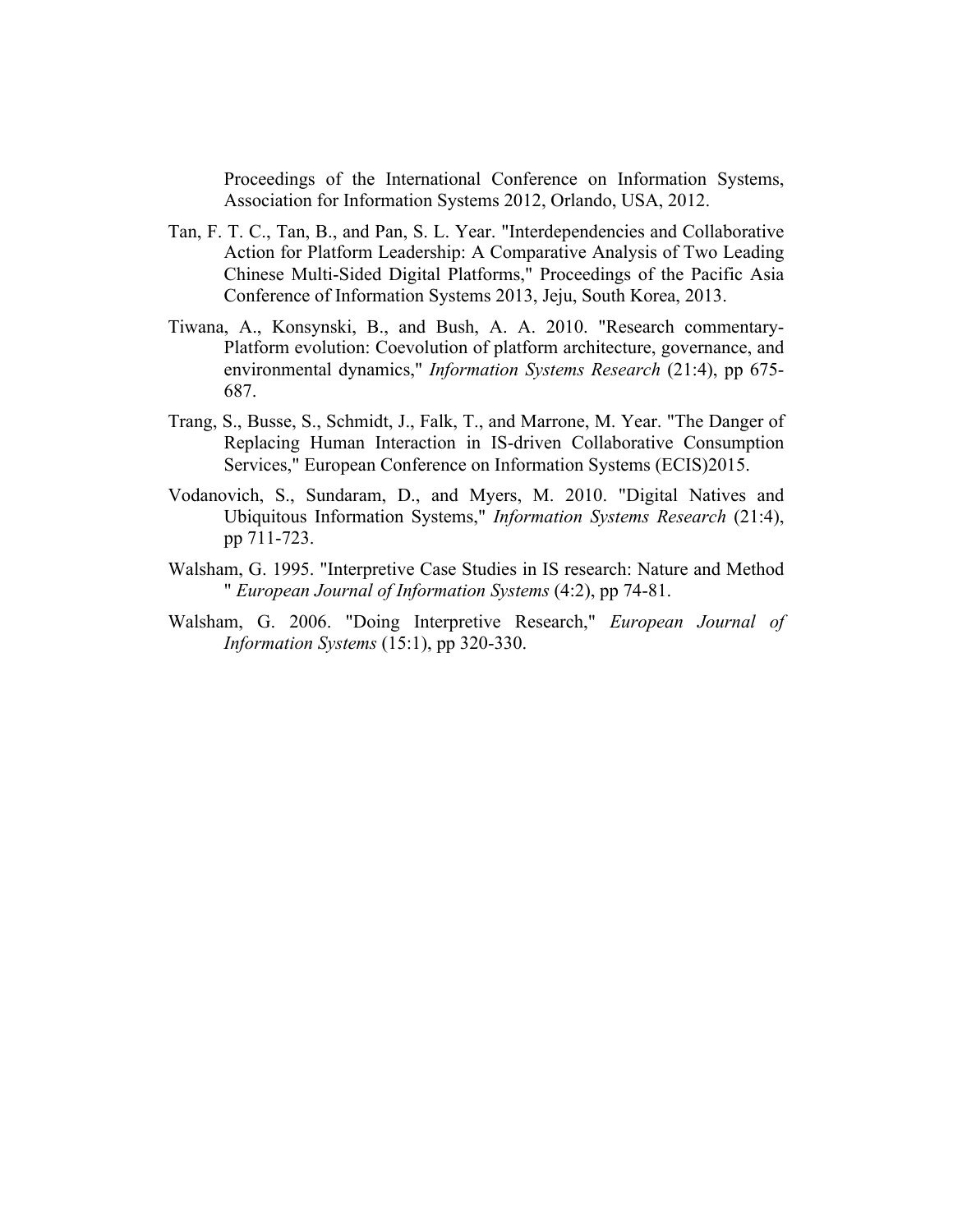Proceedings of the International Conference on Information Systems, Association for Information Systems 2012, Orlando, USA, 2012.

Tan, F. T. C., Tan, B., and Pan, S. L. Year. "Interdependencies and Collaborative Action for Platform Leadership: A Comparative Analysis of Two Leading Chinese Multi-Sided Digital Platforms," Proceedings of the Pacific Asia Conference of Information Systems 2013, Jeju, South Korea, 2013.

Tiwana, A., Konsynski, B., and Bush, A. A. 2010. "Research commentary-Platform evolution: Coevolution of platform architecture, governance, and environmental dynamics," *Information Systems Research* (21:4), pp 675-687.

Trang, S., Busse, S., Schmidt, J., Falk, T., and Marrone, M. Year. "The Danger of Replacing Human Interaction in IS-driven Collaborative Consumption Services," European Conference on Information Systems (ECIS)2015.

Vodanovich, S., Sundaram, D., and Myers, M. 2010. "Digital Natives and Ubiquitous Information Systems," *Information Systems Research* (21:4), pp 711-723.

Walsham, G. 1995. "Interpretive Case Studies in IS research: Nature and Method " *European Journal of Information Systems* (4:2), pp 74-81.

Walsham, G. 2006. "Doing Interpretive Research," *European Journal of Information Systems* (15:1), pp 320-330.